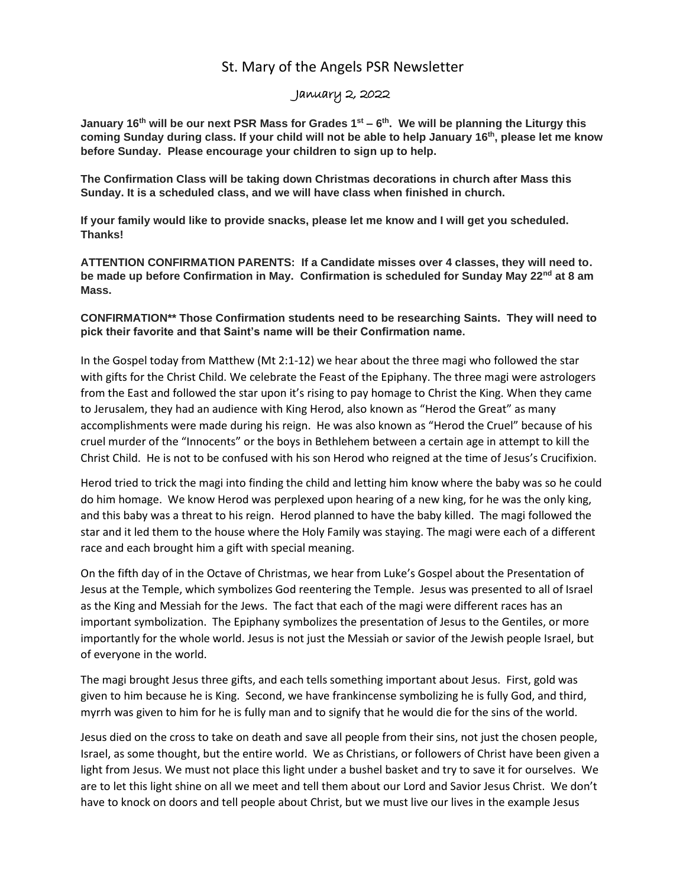# St. Mary of the Angels PSR Newsletter

## January 2, 2022

**January 16th will be our next PSR Mass for Grades 1st – 6th. We will be planning the Liturgy this coming Sunday during class. If your child will not be able to help January 16th, please let me know before Sunday. Please encourage your children to sign up to help.**

**The Confirmation Class will be taking down Christmas decorations in church after Mass this Sunday. It is a scheduled class, and we will have class when finished in church.**

**If your family would like to provide snacks, please let me know and I will get you scheduled. Thanks!**

**ATTENTION CONFIRMATION PARENTS: If a Candidate misses over 4 classes, they will need to. be made up before Confirmation in May. Confirmation is scheduled for Sunday May 22nd at 8 am Mass.**

**CONFIRMATION** Those Confirmation students need to be researching Saints. They will need to pick their favorite and that Saint's name will be their Confirmation name.**

In the Gospel today from Matthew (Mt 2:1-12) we hear about the three magi who followed the star with gifts for the Christ Child. We celebrate the Feast of the Epiphany. The three magi were astrologers from the East and followed the star upon it's rising to pay homage to Christ the King. When they came to Jerusalem, they had an audience with King Herod, also known as "Herod the Great" as many accomplishments were made during his reign. He was also known as "Herod the Cruel" because of his cruel murder of the "Innocents" or the boys in Bethlehem between a certain age in attempt to kill the Christ Child. He is not to be confused with his son Herod who reigned at the time of Jesus's Crucifixion.

Herod tried to trick the magi into finding the child and letting him know where the baby was so he could do him homage. We know Herod was perplexed upon hearing of a new king, for he was the only king, and this baby was a threat to his reign. Herod planned to have the baby killed. The magi followed the star and it led them to the house where the Holy Family was staying. The magi were each of a different race and each brought him a gift with special meaning.

On the fifth day of in the Octave of Christmas, we hear from Luke's Gospel about the Presentation of Jesus at the Temple, which symbolizes God reentering the Temple. Jesus was presented to all of Israel as the King and Messiah for the Jews. The fact that each of the magi were different races has an important symbolization. The Epiphany symbolizes the presentation of Jesus to the Gentiles, or more importantly for the whole world. Jesus is not just the Messiah or savior of the Jewish people Israel, but of everyone in the world.

The magi brought Jesus three gifts, and each tells something important about Jesus. First, gold was given to him because he is King. Second, we have frankincense symbolizing he is fully God, and third, myrrh was given to him for he is fully man and to signify that he would die for the sins of the world.

Jesus died on the cross to take on death and save all people from their sins, not just the chosen people, Israel, as some thought, but the entire world. We as Christians, or followers of Christ have been given a light from Jesus. We must not place this light under a bushel basket and try to save it for ourselves. We are to let this light shine on all we meet and tell them about our Lord and Savior Jesus Christ. We don't have to knock on doors and tell people about Christ, but we must live our lives in the example Jesus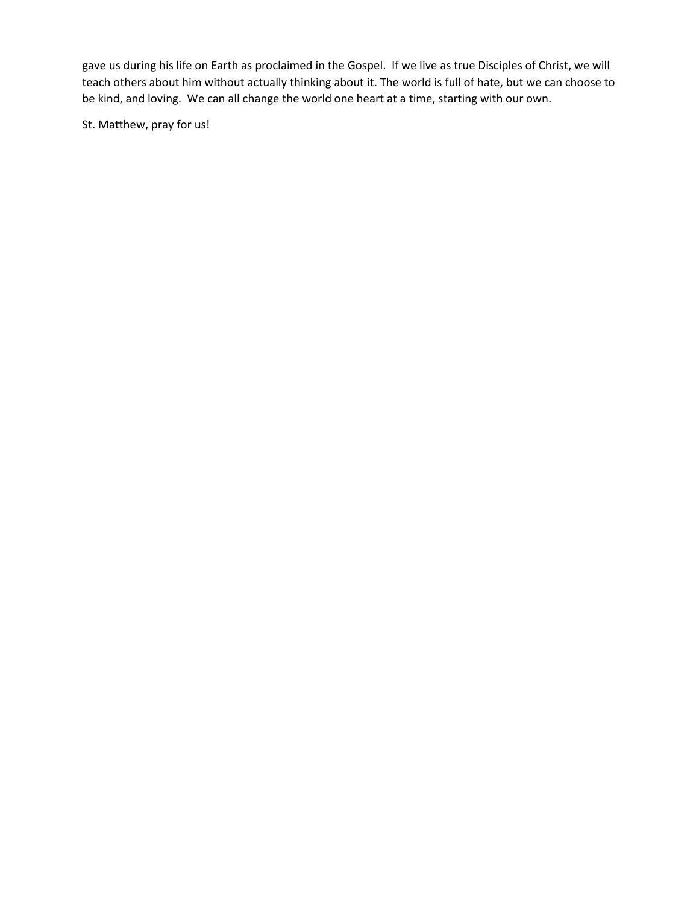gave us during his life on Earth as proclaimed in the Gospel. If we live as true Disciples of Christ, we will teach others about him without actually thinking about it. The world is full of hate, but we can choose to be kind, and loving. We can all change the world one heart at a time, starting with our own.

St. Matthew, pray for us!